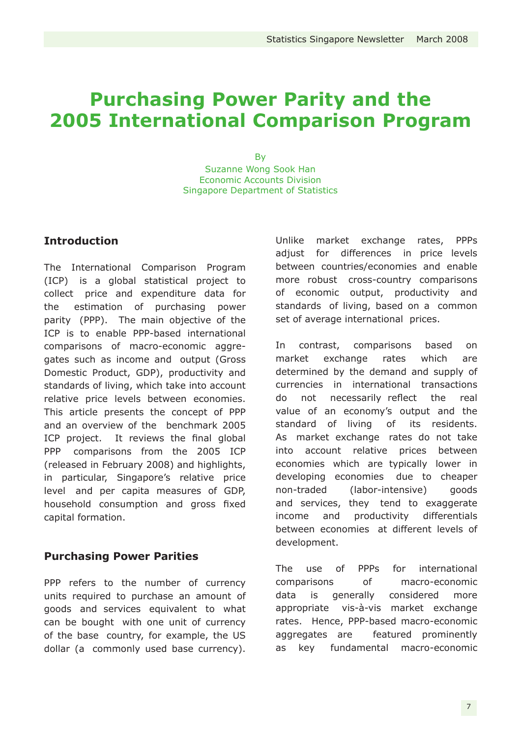# Purchasing Power Parity and the 2005 International Comparison Program

By
Suzanne Wong Sook Han
Economic Accounts Division
Singapore Department of Statistics

## Introduction

The International Comparison Program (ICP) is a global statistical project to collect price and expenditure data for the estimation of purchasing power parity (PPP). The main objective of the ICP is to enable PPP-based international comparisons of macro-economic aggregates such as income and output (Gross Domestic Product, GDP), productivity and standards of living, which take into account relative price levels between economies. This article presents the concept of PPP and an overview of the benchmark 2005 ICP project. It reviews the final global PPP comparisons from the 2005 ICP (released in February 2008) and highlights, in particular, Singapore's relative price level and per capita measures of GDP, household consumption and gross fixed capital formation.

## Purchasing Power Parities

PPP refers to the number of currency units required to purchase an amount of goods and services equivalent to what can be bought with one unit of currency of the base country, for example, the US dollar (a commonly used base currency). Unlike market exchange rates, PPPs adjust for differences in price levels between countries/economies and enable more robust cross-country comparisons of economic output, productivity and standards of living, based on a common set of average international prices.

In contrast, comparisons based on market exchange rates which are determined by the demand and supply of currencies in international transactions do not necessarily reflect the real value of an economy's output and the standard of living of its residents. As market exchange rates do not take into account relative prices between economies which are typically lower in developing economies due to cheaper non-traded (labor-intensive) goods and services, they tend to exaggerate income and productivity differentials between economies at different levels of development.

The use of PPPs for international comparisons of macro-economic data is generally considered more appropriate vis-à-vis market exchange rates. Hence, PPP-based macro-economic aggregates are featured prominently as key fundamental macro-economic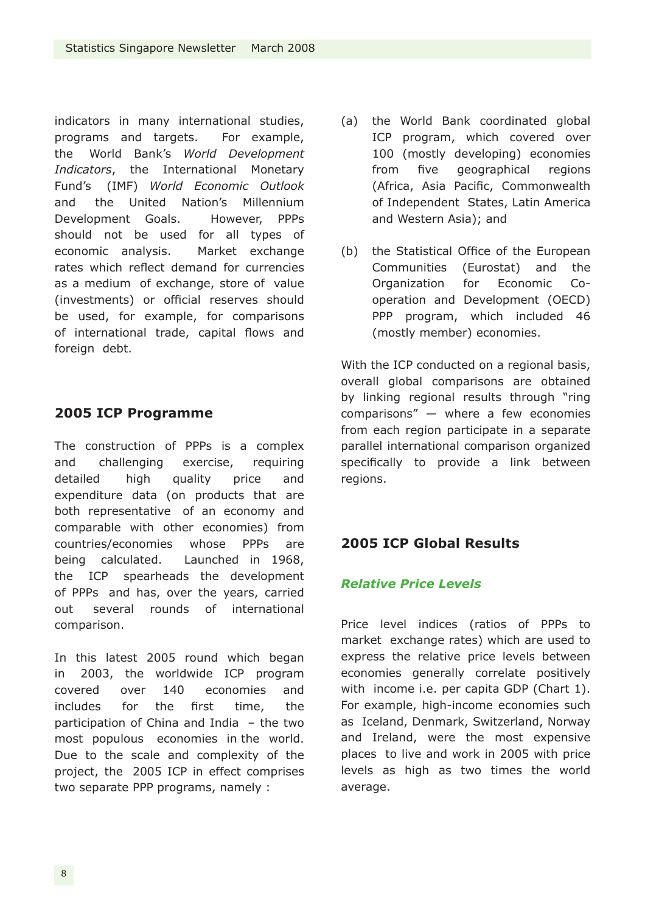indicators in many international studies, programs and targets. For example, the World Bank's *World Development Indicators*, the International Monetary Fund's (IMF) *World Economic Outlook* and the United Nation's Millennium Development Goals. However, PPPs should not be used for all types of economic analysis. Market exchange rates which reflect demand for currencies as a medium of exchange, store of value (investments) or official reserves should be used, for example, for comparisons of international trade, capital flows and foreign debt.

## 2005 ICP Programme

The construction of PPPs is a complex and challenging exercise, requiring detailed high quality price and expenditure data (on products that are both representative of an economy and comparable with other economies) from countries/economies whose PPPs are being calculated. Launched in 1968, the ICP spearheads the development of PPPs and has, over the years, carried out several rounds of international comparison.

In this latest 2005 round which began in 2003, the worldwide ICP program covered over 140 economies and includes for the first time, the participation of China and India – the two most populous economies in the world. Due to the scale and complexity of the project, the 2005 ICP in effect comprises two separate PPP programs, namely :

(a) the World Bank coordinated global ICP program, which covered over 100 (mostly developing) economies from five geographical regions (Africa, Asia Pacific, Commonwealth of Independent States, Latin America and Western Asia); and

(b) the Statistical Office of the European Communities (Eurostat) and the Organization for Economic Co-operation and Development (OECD) PPP program, which included 46 (mostly member) economies.

With the ICP conducted on a regional basis, overall global comparisons are obtained by linking regional results through "ring comparisons" — where a few economies from each region participate in a separate parallel international comparison organized specifically to provide a link between regions.

## 2005 ICP Global Results

### *Relative Price Levels*

Price level indices (ratios of PPPs to market exchange rates) which are used to express the relative price levels between economies generally correlate positively with income i.e. per capita GDP (Chart 1). For example, high-income economies such as Iceland, Denmark, Switzerland, Norway and Ireland, were the most expensive places to live and work in 2005 with price levels as high as two times the world average.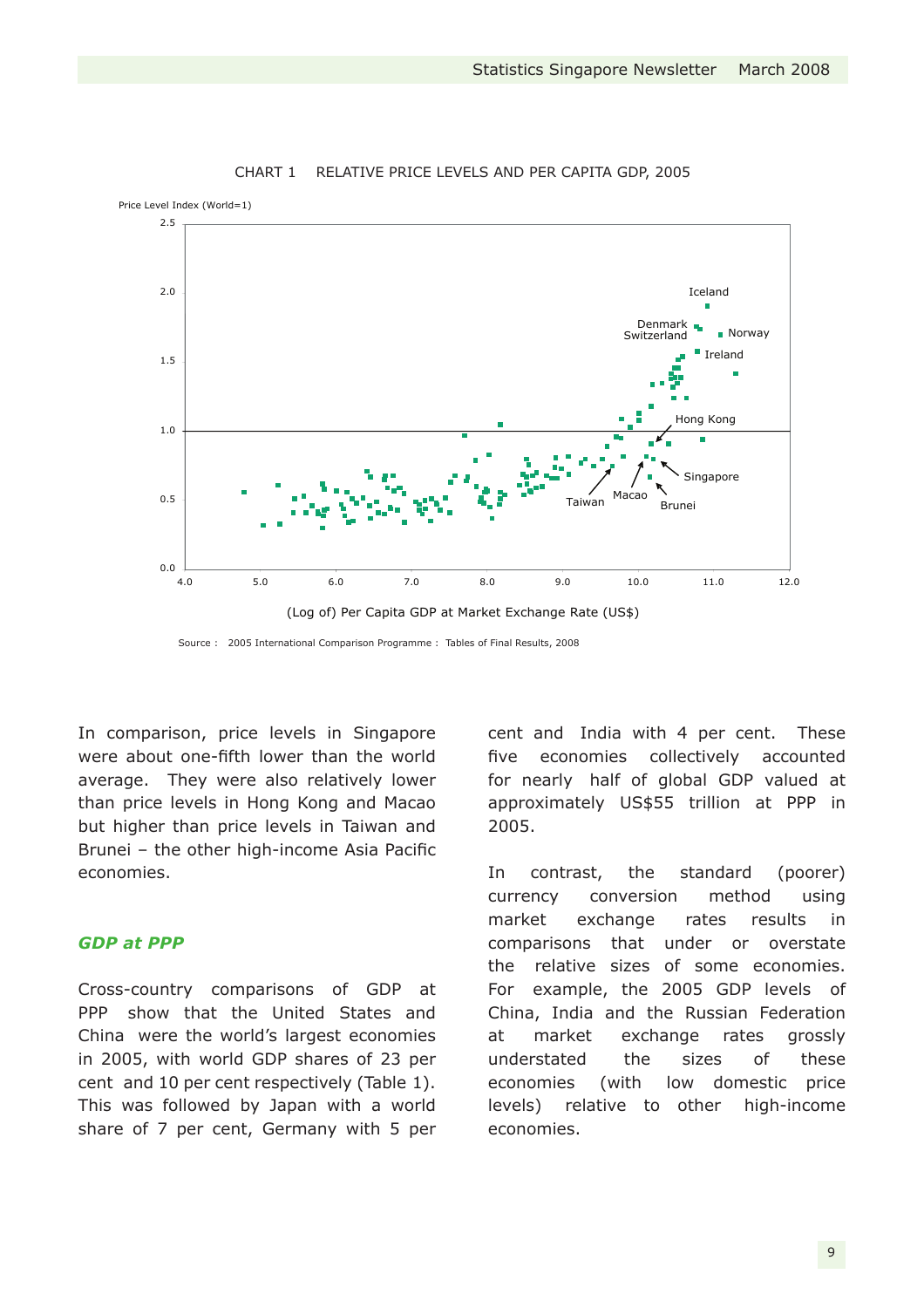CHART 1 RELATIVE PRICE LEVELS AND PER CAPITA GDP, 2005

Source : 2005 International Comparison Programme : Tables of Final Results, 2008

In comparison, price levels in Singapore were about one-fifth lower than the world average. They were also relatively lower than price levels in Hong Kong and Macao but higher than price levels in Taiwan and Brunei – the other high-income Asia Pacific economies.

### *GDP at PPP*

Cross-country comparisons of GDP at PPP show that the United States and China were the world's largest economies in 2005, with world GDP shares of 23 per cent and 10 per cent respectively (Table 1). This was followed by Japan with a world share of 7 per cent, Germany with 5 per cent and India with 4 per cent. These five economies collectively accounted for nearly half of global GDP valued at approximately US$55 trillion at PPP in 2005.

In contrast, the standard (poorer) currency conversion method using market exchange rates results in comparisons that under or overstate the relative sizes of some economies. For example, the 2005 GDP levels of China, India and the Russian Federation at market exchange rates grossly understated the sizes of these economies (with low domestic price levels) relative to other high-income economies.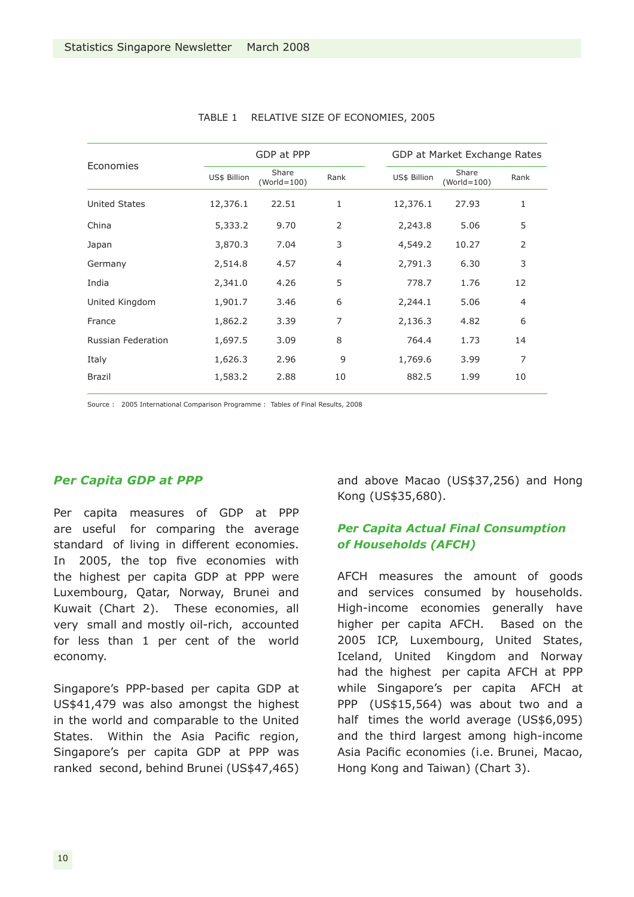TABLE 1 RELATIVE SIZE OF ECONOMIES, 2005

| Economies | GDP at PPP | | | GDP at Market Exchange Rates | | |
|---|---|---|---|---|---|---|
| | US$ Billion | Share (World=100) | Rank | US$ Billion | Share (World=100) | Rank |
| United States | 12,376.1 | 22.51 | 1 | 12,376.1 | 27.93 | 1 |
| China | 5,333.2 | 9.70 | 2 | 2,243.8 | 5.06 | 5 |
| Japan | 3,870.3 | 7.04 | 3 | 4,549.2 | 10.27 | 2 |
| Germany | 2,514.8 | 4.57 | 4 | 2,791.3 | 6.30 | 3 |
| India | 2,341.0 | 4.26 | 5 | 778.7 | 1.76 | 12 |
| United Kingdom | 1,901.7 | 3.46 | 6 | 2,244.1 | 5.06 | 4 |
| France | 1,862.2 | 3.39 | 7 | 2,136.3 | 4.82 | 6 |
| Russian Federation | 1,697.5 | 3.09 | 8 | 764.4 | 1.73 | 14 |
| Italy | 1,626.3 | 2.96 | 9 | 1,769.6 | 3.99 | 7 |
| Brazil | 1,583.2 | 2.88 | 10 | 882.5 | 1.99 | 10 |

Source : 2005 International Comparison Programme : Tables of Final Results, 2008

### *Per Capita GDP at PPP*

Per capita measures of GDP at PPP are useful for comparing the average standard of living in different economies. In 2005, the top five economies with the highest per capita GDP at PPP were Luxembourg, Qatar, Norway, Brunei and Kuwait (Chart 2). These economies, all very small and mostly oil-rich, accounted for less than 1 per cent of the world economy.

Singapore's PPP-based per capita GDP at US$41,479 was also amongst the highest in the world and comparable to the United States. Within the Asia Pacific region, Singapore's per capita GDP at PPP was ranked second, behind Brunei (US$47,465) and above Macao (US$37,256) and Hong Kong (US$35,680).

### *Per Capita Actual Final Consumption of Households (AFCH)*

AFCH measures the amount of goods and services consumed by households. High-income economies generally have higher per capita AFCH. Based on the 2005 ICP, Luxembourg, United States, Iceland, United Kingdom and Norway had the highest per capita AFCH at PPP while Singapore's per capita AFCH at PPP (US$15,564) was about two and a half times the world average (US$6,095) and the third largest among high-income Asia Pacific economies (i.e. Brunei, Macao, Hong Kong and Taiwan) (Chart 3).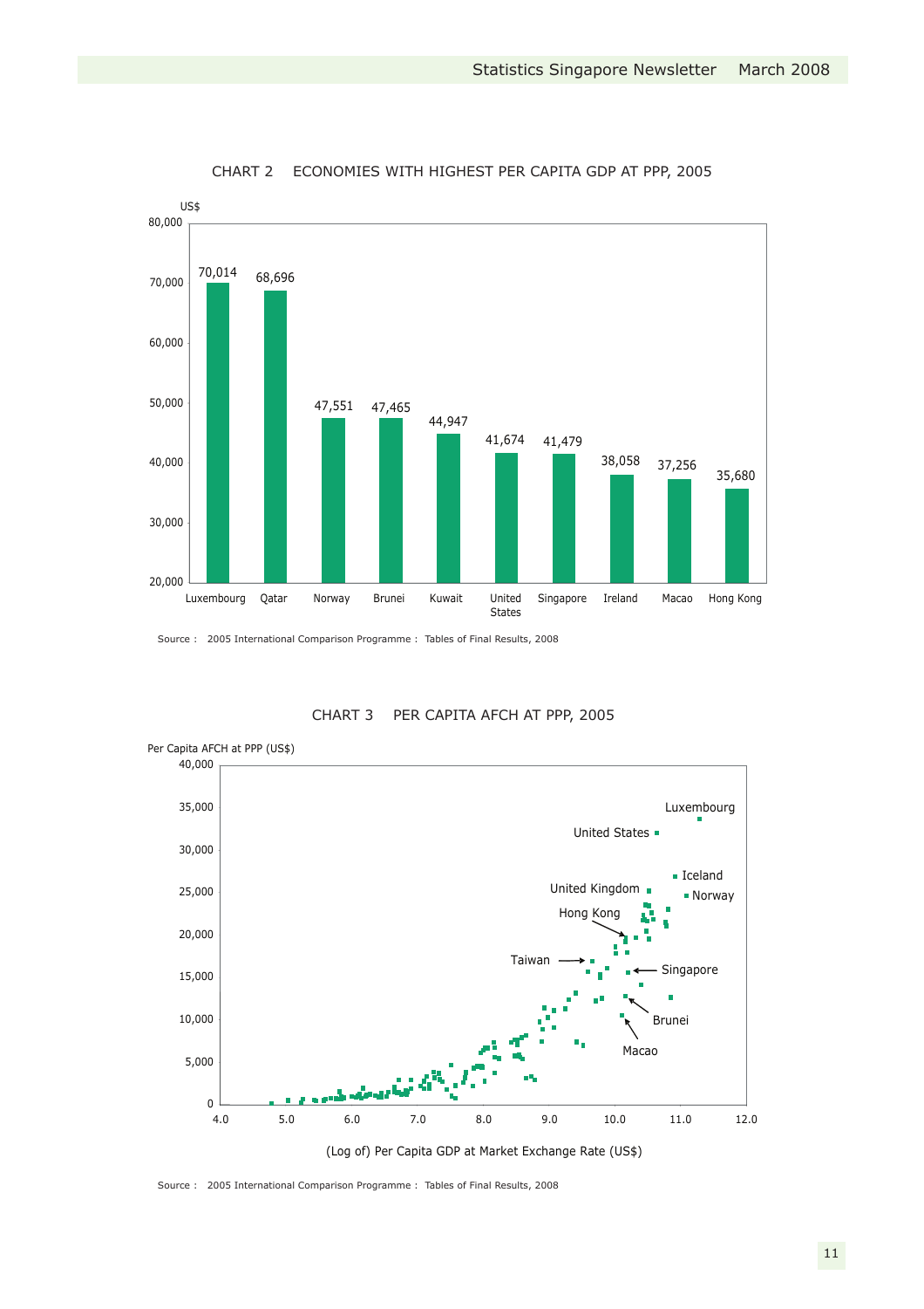CHART 2 ECONOMIES WITH HIGHEST PER CAPITA GDP AT PPP, 2005

| Economy | US$ |
|---|---|
| Luxembourg | 70,014 |
| Qatar | 68,696 |
| Norway | 47,551 |
| Brunei | 47,465 |
| Kuwait | 44,947 |
| United States | 41,674 |
| Singapore | 41,479 |
| Ireland | 38,058 |
| Macao | 37,256 |
| Hong Kong | 35,680 |

Source : 2005 International Comparison Programme : Tables of Final Results, 2008

CHART 3 PER CAPITA AFCH AT PPP, 2005

Per Capita AFCH at PPP (US$)

Labelled economies: Luxembourg, United States, Iceland, Norway, United Kingdom, Hong Kong, Taiwan, Singapore, Brunei, Macao

(Log of) Per Capita GDP at Market Exchange Rate (US$)

Source : 2005 International Comparison Programme : Tables of Final Results, 2008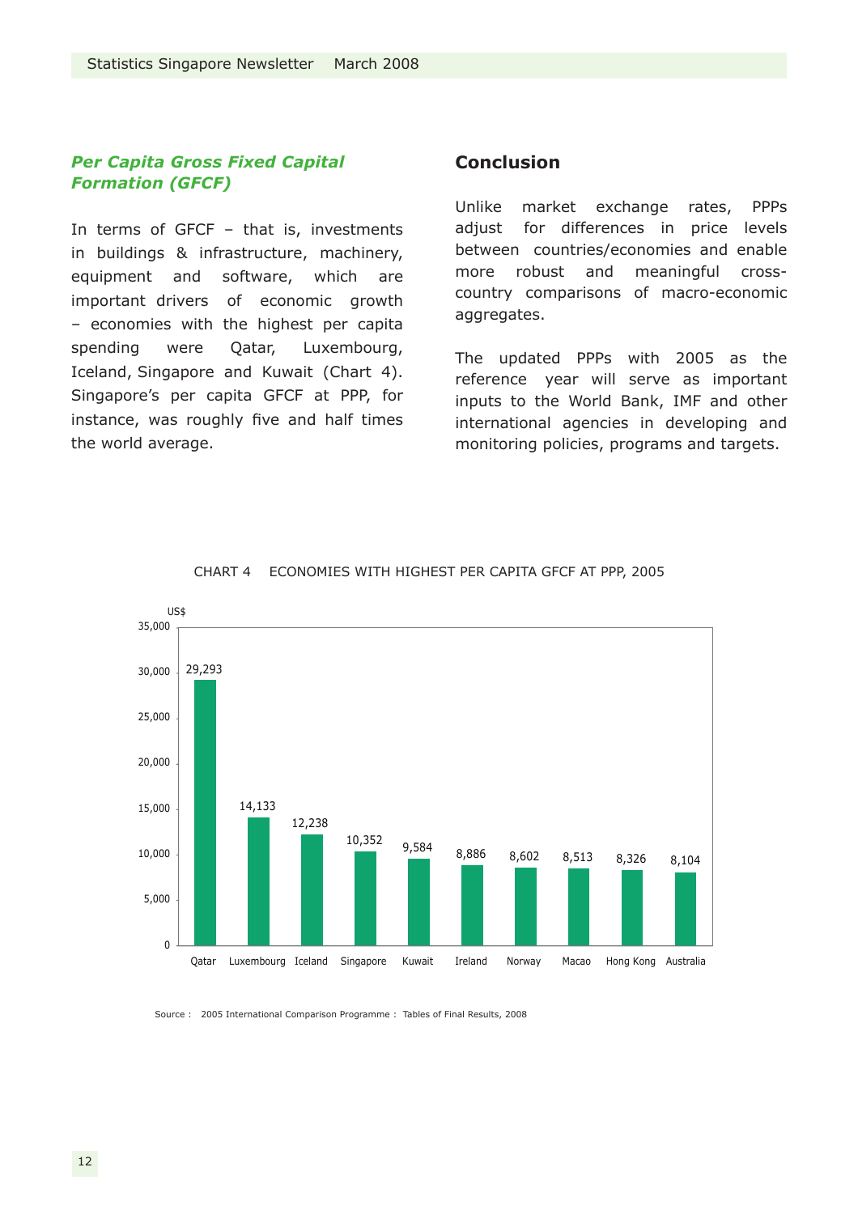### *Per Capita Gross Fixed Capital Formation (GFCF)*

In terms of GFCF – that is, investments in buildings & infrastructure, machinery, equipment and software, which are important drivers of economic growth – economies with the highest per capita spending were Qatar, Luxembourg, Iceland, Singapore and Kuwait (Chart 4). Singapore's per capita GFCF at PPP, for instance, was roughly five and half times the world average.

## Conclusion

Unlike market exchange rates, PPPs adjust for differences in price levels between countries/economies and enable more robust and meaningful cross-country comparisons of macro-economic aggregates.

The updated PPPs with 2005 as the reference year will serve as important inputs to the World Bank, IMF and other international agencies in developing and monitoring policies, programs and targets.

CHART 4 ECONOMIES WITH HIGHEST PER CAPITA GFCF AT PPP, 2005

US$

35,000
30,000
25,000
20,000
15,000
10,000
5,000
0

29,293
14,133
12,238
10,352
9,584
8,886
8,602
8,513
8,326
8,104

Qatar
Luxembourg
Iceland
Singapore
Kuwait
Ireland
Norway
Macao
Hong Kong
Australia

Source : 2005 International Comparison Programme : Tables of Final Results, 2008